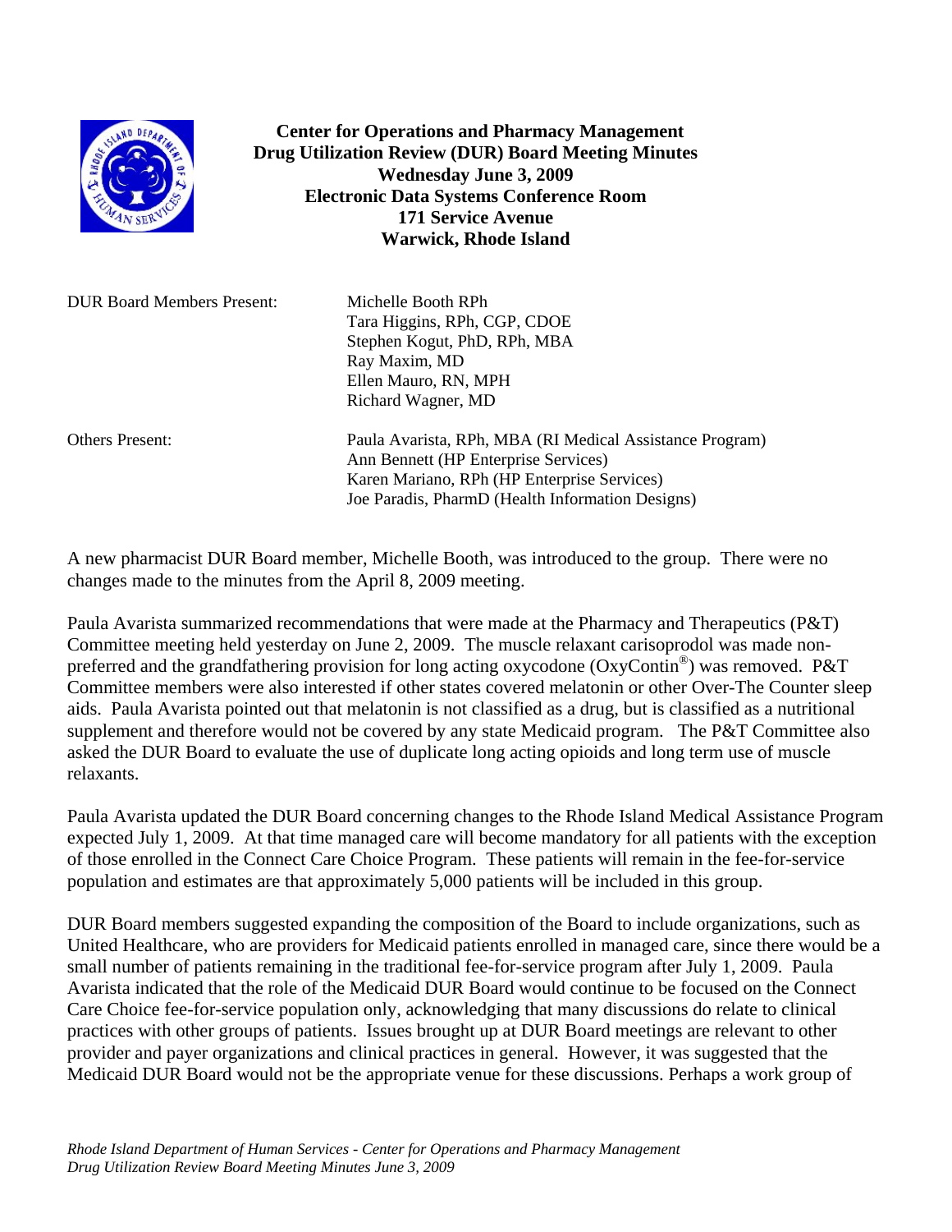**Center for Operations and Pharmacy Management**
**Drug Utilization Review (DUR) Board Meeting Minutes**
**Wednesday June 3, 2009**
**Electronic Data Systems Conference Room**
**171 Service Avenue**
**Warwick, Rhode Island**

| | |
|---|---|
| DUR Board Members Present: | Michelle Booth RPh<br>Tara Higgins, RPh, CGP, CDOE<br>Stephen Kogut, PhD, RPh, MBA<br>Ray Maxim, MD<br>Ellen Mauro, RN, MPH<br>Richard Wagner, MD |
| Others Present: | Paula Avarista, RPh, MBA (RI Medical Assistance Program)<br>Ann Bennett (HP Enterprise Services)<br>Karen Mariano, RPh (HP Enterprise Services)<br>Joe Paradis, PharmD (Health Information Designs) |

A new pharmacist DUR Board member, Michelle Booth, was introduced to the group. There were no changes made to the minutes from the April 8, 2009 meeting.

Paula Avarista summarized recommendations that were made at the Pharmacy and Therapeutics (P&T) Committee meeting held yesterday on June 2, 2009. The muscle relaxant carisoprodol was made non-preferred and the grandfathering provision for long acting oxycodone (OxyContin®) was removed. P&T Committee members were also interested if other states covered melatonin or other Over-The Counter sleep aids. Paula Avarista pointed out that melatonin is not classified as a drug, but is classified as a nutritional supplement and therefore would not be covered by any state Medicaid program. The P&T Committee also asked the DUR Board to evaluate the use of duplicate long acting opioids and long term use of muscle relaxants.

Paula Avarista updated the DUR Board concerning changes to the Rhode Island Medical Assistance Program expected July 1, 2009. At that time managed care will become mandatory for all patients with the exception of those enrolled in the Connect Care Choice Program. These patients will remain in the fee-for-service population and estimates are that approximately 5,000 patients will be included in this group.

DUR Board members suggested expanding the composition of the Board to include organizations, such as United Healthcare, who are providers for Medicaid patients enrolled in managed care, since there would be a small number of patients remaining in the traditional fee-for-service program after July 1, 2009. Paula Avarista indicated that the role of the Medicaid DUR Board would continue to be focused on the Connect Care Choice fee-for-service population only, acknowledging that many discussions do relate to clinical practices with other groups of patients. Issues brought up at DUR Board meetings are relevant to other provider and payer organizations and clinical practices in general. However, it was suggested that the Medicaid DUR Board would not be the appropriate venue for these discussions. Perhaps a work group of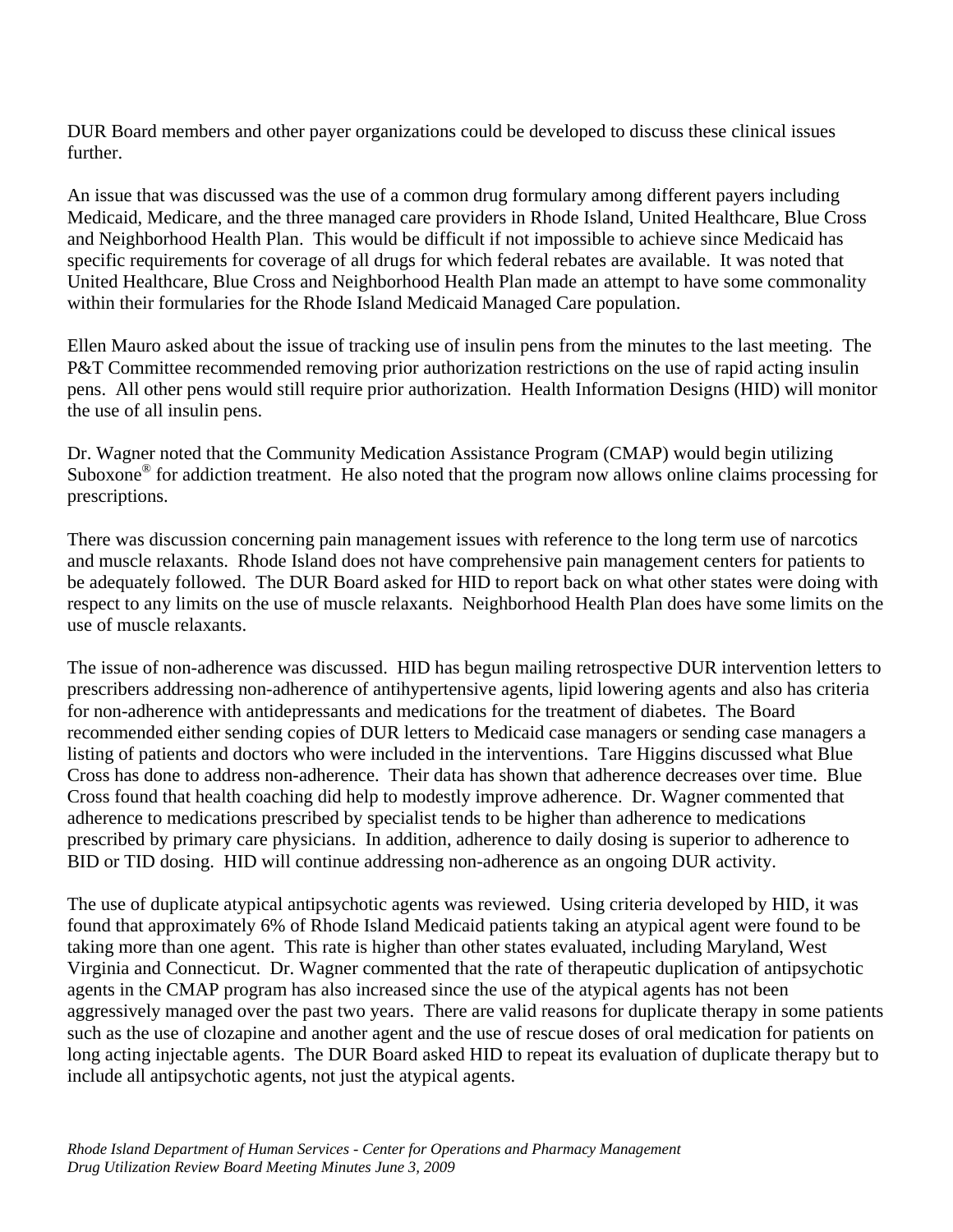DUR Board members and other payer organizations could be developed to discuss these clinical issues further.

An issue that was discussed was the use of a common drug formulary among different payers including Medicaid, Medicare, and the three managed care providers in Rhode Island, United Healthcare, Blue Cross and Neighborhood Health Plan. This would be difficult if not impossible to achieve since Medicaid has specific requirements for coverage of all drugs for which federal rebates are available. It was noted that United Healthcare, Blue Cross and Neighborhood Health Plan made an attempt to have some commonality within their formularies for the Rhode Island Medicaid Managed Care population.

Ellen Mauro asked about the issue of tracking use of insulin pens from the minutes to the last meeting. The P&T Committee recommended removing prior authorization restrictions on the use of rapid acting insulin pens. All other pens would still require prior authorization. Health Information Designs (HID) will monitor the use of all insulin pens.

Dr. Wagner noted that the Community Medication Assistance Program (CMAP) would begin utilizing Suboxone® for addiction treatment. He also noted that the program now allows online claims processing for prescriptions.

There was discussion concerning pain management issues with reference to the long term use of narcotics and muscle relaxants. Rhode Island does not have comprehensive pain management centers for patients to be adequately followed. The DUR Board asked for HID to report back on what other states were doing with respect to any limits on the use of muscle relaxants. Neighborhood Health Plan does have some limits on the use of muscle relaxants.

The issue of non-adherence was discussed. HID has begun mailing retrospective DUR intervention letters to prescribers addressing non-adherence of antihypertensive agents, lipid lowering agents and also has criteria for non-adherence with antidepressants and medications for the treatment of diabetes. The Board recommended either sending copies of DUR letters to Medicaid case managers or sending case managers a listing of patients and doctors who were included in the interventions. Tare Higgins discussed what Blue Cross has done to address non-adherence. Their data has shown that adherence decreases over time. Blue Cross found that health coaching did help to modestly improve adherence. Dr. Wagner commented that adherence to medications prescribed by specialist tends to be higher than adherence to medications prescribed by primary care physicians. In addition, adherence to daily dosing is superior to adherence to BID or TID dosing. HID will continue addressing non-adherence as an ongoing DUR activity.

The use of duplicate atypical antipsychotic agents was reviewed. Using criteria developed by HID, it was found that approximately 6% of Rhode Island Medicaid patients taking an atypical agent were found to be taking more than one agent. This rate is higher than other states evaluated, including Maryland, West Virginia and Connecticut. Dr. Wagner commented that the rate of therapeutic duplication of antipsychotic agents in the CMAP program has also increased since the use of the atypical agents has not been aggressively managed over the past two years. There are valid reasons for duplicate therapy in some patients such as the use of clozapine and another agent and the use of rescue doses of oral medication for patients on long acting injectable agents. The DUR Board asked HID to repeat its evaluation of duplicate therapy but to include all antipsychotic agents, not just the atypical agents.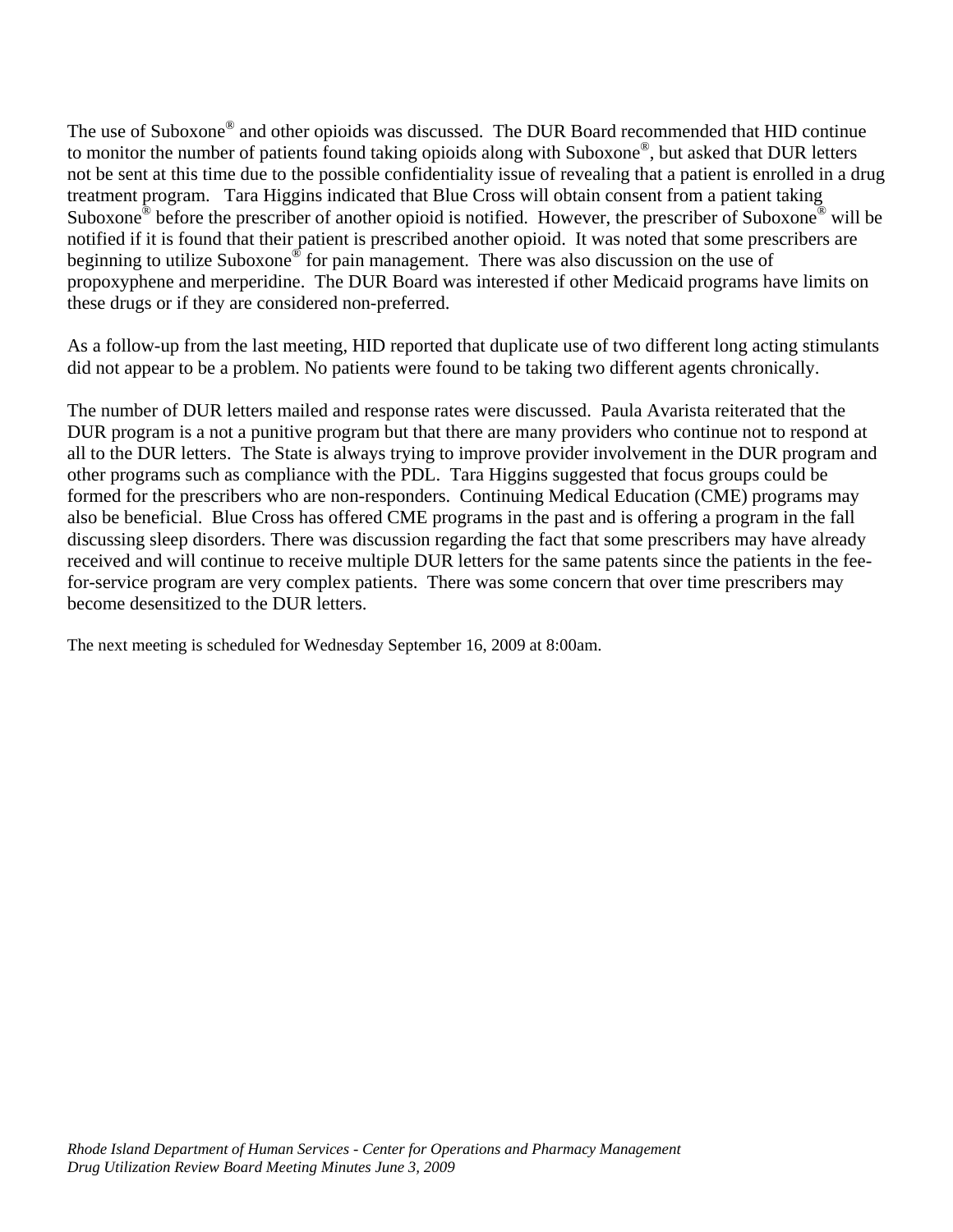The use of Suboxone® and other opioids was discussed. The DUR Board recommended that HID continue to monitor the number of patients found taking opioids along with Suboxone®, but asked that DUR letters not be sent at this time due to the possible confidentiality issue of revealing that a patient is enrolled in a drug treatment program. Tara Higgins indicated that Blue Cross will obtain consent from a patient taking Suboxone® before the prescriber of another opioid is notified. However, the prescriber of Suboxone® will be notified if it is found that their patient is prescribed another opioid. It was noted that some prescribers are beginning to utilize Suboxone® for pain management. There was also discussion on the use of propoxyphene and merperidine. The DUR Board was interested if other Medicaid programs have limits on these drugs or if they are considered non-preferred.

As a follow-up from the last meeting, HID reported that duplicate use of two different long acting stimulants did not appear to be a problem. No patients were found to be taking two different agents chronically.

The number of DUR letters mailed and response rates were discussed. Paula Avarista reiterated that the DUR program is a not a punitive program but that there are many providers who continue not to respond at all to the DUR letters. The State is always trying to improve provider involvement in the DUR program and other programs such as compliance with the PDL. Tara Higgins suggested that focus groups could be formed for the prescribers who are non-responders. Continuing Medical Education (CME) programs may also be beneficial. Blue Cross has offered CME programs in the past and is offering a program in the fall discussing sleep disorders. There was discussion regarding the fact that some prescribers may have already received and will continue to receive multiple DUR letters for the same patents since the patients in the fee-for-service program are very complex patients. There was some concern that over time prescribers may become desensitized to the DUR letters.

The next meeting is scheduled for Wednesday September 16, 2009 at 8:00am.